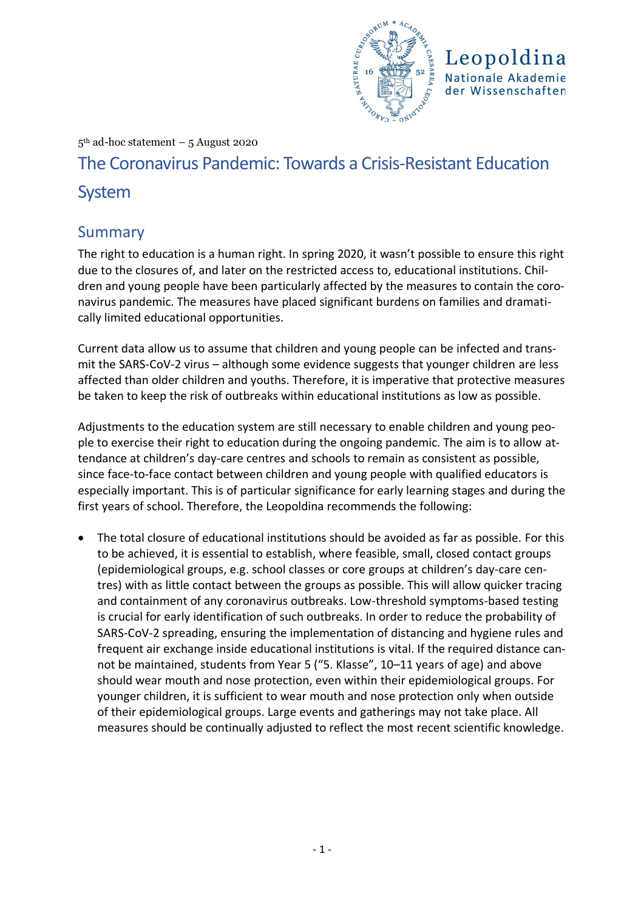5th ad-hoc statement – 5 August 2020

# The Coronavirus Pandemic: Towards a Crisis-Resistant Education System

## Summary

The right to education is a human right. In spring 2020, it wasn't possible to ensure this right due to the closures of, and later on the restricted access to, educational institutions. Children and young people have been particularly affected by the measures to contain the coronavirus pandemic. The measures have placed significant burdens on families and dramatically limited educational opportunities.

Current data allow us to assume that children and young people can be infected and transmit the SARS-CoV-2 virus – although some evidence suggests that younger children are less affected than older children and youths. Therefore, it is imperative that protective measures be taken to keep the risk of outbreaks within educational institutions as low as possible.

Adjustments to the education system are still necessary to enable children and young people to exercise their right to education during the ongoing pandemic. The aim is to allow attendance at children's day-care centres and schools to remain as consistent as possible, since face-to-face contact between children and young people with qualified educators is especially important. This is of particular significance for early learning stages and during the first years of school. Therefore, the Leopoldina recommends the following:

- The total closure of educational institutions should be avoided as far as possible. For this to be achieved, it is essential to establish, where feasible, small, closed contact groups (epidemiological groups, e.g. school classes or core groups at children's day-care centres) with as little contact between the groups as possible. This will allow quicker tracing and containment of any coronavirus outbreaks. Low-threshold symptoms-based testing is crucial for early identification of such outbreaks. In order to reduce the probability of SARS-CoV-2 spreading, ensuring the implementation of distancing and hygiene rules and frequent air exchange inside educational institutions is vital. If the required distance cannot be maintained, students from Year 5 ("5. Klasse", 10–11 years of age) and above should wear mouth and nose protection, even within their epidemiological groups. For younger children, it is sufficient to wear mouth and nose protection only when outside of their epidemiological groups. Large events and gatherings may not take place. All measures should be continually adjusted to reflect the most recent scientific knowledge.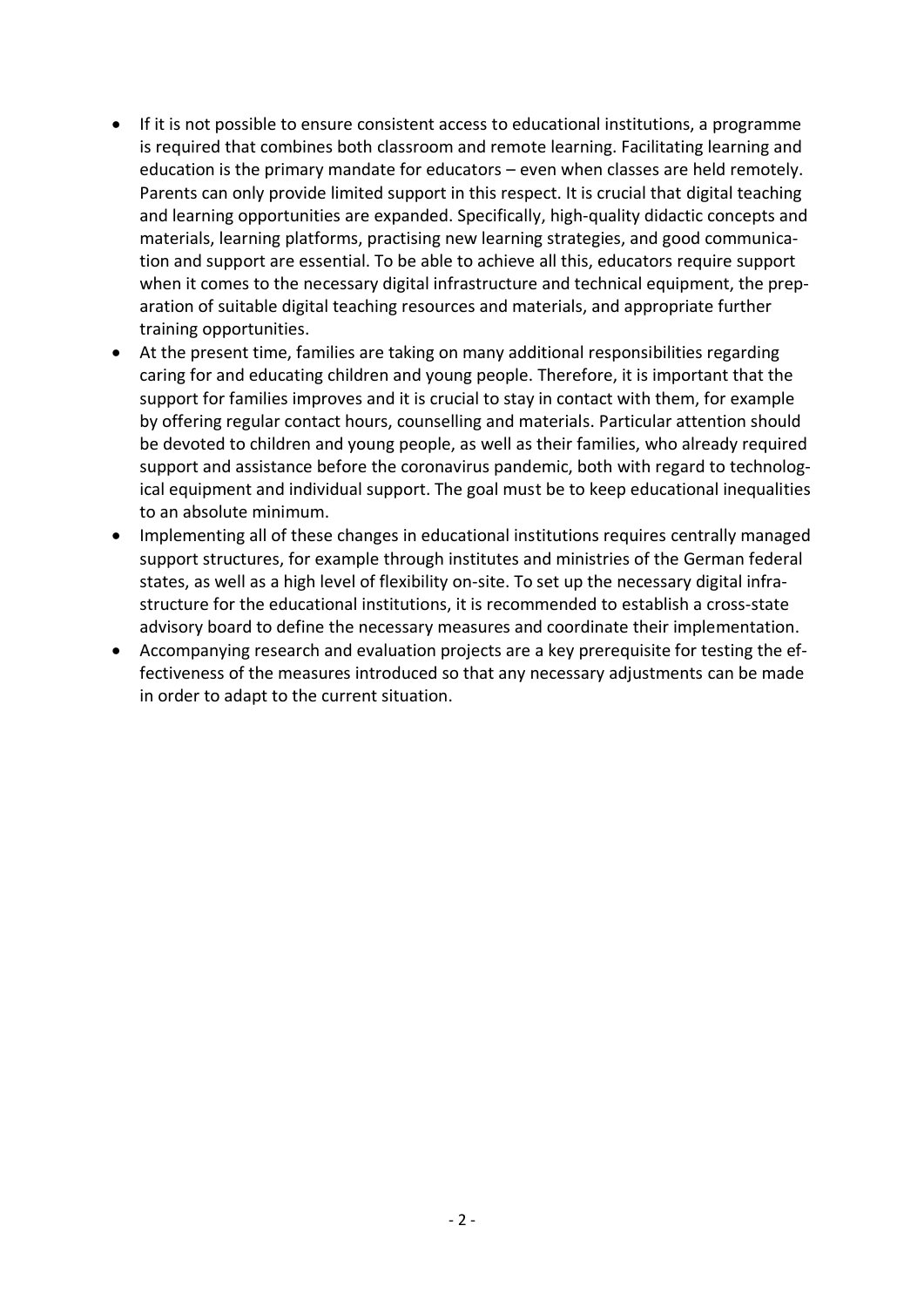- If it is not possible to ensure consistent access to educational institutions, a programme is required that combines both classroom and remote learning. Facilitating learning and education is the primary mandate for educators – even when classes are held remotely. Parents can only provide limited support in this respect. It is crucial that digital teaching and learning opportunities are expanded. Specifically, high-quality didactic concepts and materials, learning platforms, practising new learning strategies, and good communication and support are essential. To be able to achieve all this, educators require support when it comes to the necessary digital infrastructure and technical equipment, the preparation of suitable digital teaching resources and materials, and appropriate further training opportunities.
- At the present time, families are taking on many additional responsibilities regarding caring for and educating children and young people. Therefore, it is important that the support for families improves and it is crucial to stay in contact with them, for example by offering regular contact hours, counselling and materials. Particular attention should be devoted to children and young people, as well as their families, who already required support and assistance before the coronavirus pandemic, both with regard to technological equipment and individual support. The goal must be to keep educational inequalities to an absolute minimum.
- Implementing all of these changes in educational institutions requires centrally managed support structures, for example through institutes and ministries of the German federal states, as well as a high level of flexibility on-site. To set up the necessary digital infrastructure for the educational institutions, it is recommended to establish a cross-state advisory board to define the necessary measures and coordinate their implementation.
- Accompanying research and evaluation projects are a key prerequisite for testing the effectiveness of the measures introduced so that any necessary adjustments can be made in order to adapt to the current situation.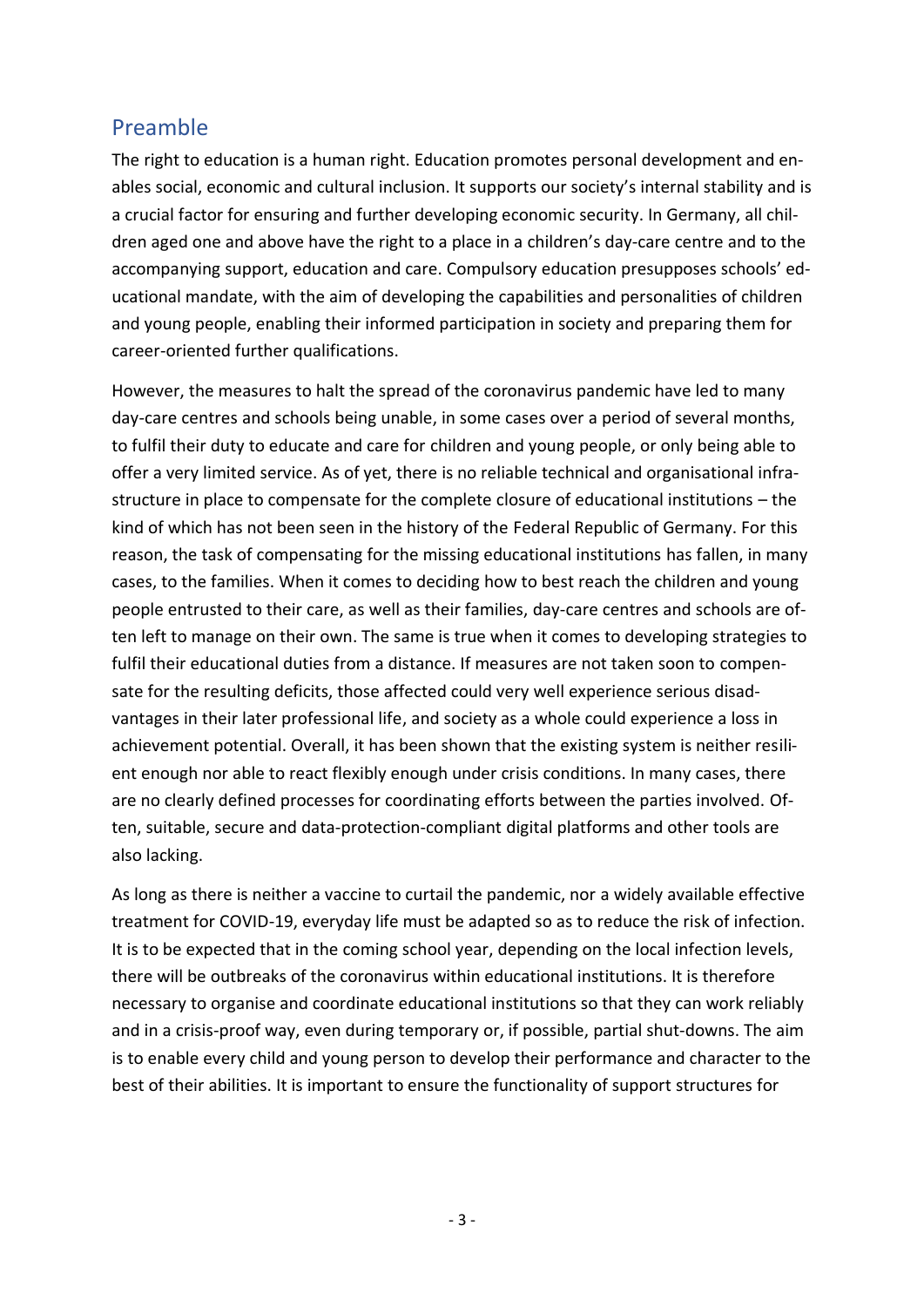## Preamble

The right to education is a human right. Education promotes personal development and enables social, economic and cultural inclusion. It supports our society's internal stability and is a crucial factor for ensuring and further developing economic security. In Germany, all children aged one and above have the right to a place in a children's day-care centre and to the accompanying support, education and care. Compulsory education presupposes schools' educational mandate, with the aim of developing the capabilities and personalities of children and young people, enabling their informed participation in society and preparing them for career-oriented further qualifications.

However, the measures to halt the spread of the coronavirus pandemic have led to many day-care centres and schools being unable, in some cases over a period of several months, to fulfil their duty to educate and care for children and young people, or only being able to offer a very limited service. As of yet, there is no reliable technical and organisational infrastructure in place to compensate for the complete closure of educational institutions – the kind of which has not been seen in the history of the Federal Republic of Germany. For this reason, the task of compensating for the missing educational institutions has fallen, in many cases, to the families. When it comes to deciding how to best reach the children and young people entrusted to their care, as well as their families, day-care centres and schools are often left to manage on their own. The same is true when it comes to developing strategies to fulfil their educational duties from a distance. If measures are not taken soon to compensate for the resulting deficits, those affected could very well experience serious disadvantages in their later professional life, and society as a whole could experience a loss in achievement potential. Overall, it has been shown that the existing system is neither resilient enough nor able to react flexibly enough under crisis conditions. In many cases, there are no clearly defined processes for coordinating efforts between the parties involved. Often, suitable, secure and data-protection-compliant digital platforms and other tools are also lacking.

As long as there is neither a vaccine to curtail the pandemic, nor a widely available effective treatment for COVID-19, everyday life must be adapted so as to reduce the risk of infection. It is to be expected that in the coming school year, depending on the local infection levels, there will be outbreaks of the coronavirus within educational institutions. It is therefore necessary to organise and coordinate educational institutions so that they can work reliably and in a crisis-proof way, even during temporary or, if possible, partial shut-downs. The aim is to enable every child and young person to develop their performance and character to the best of their abilities. It is important to ensure the functionality of support structures for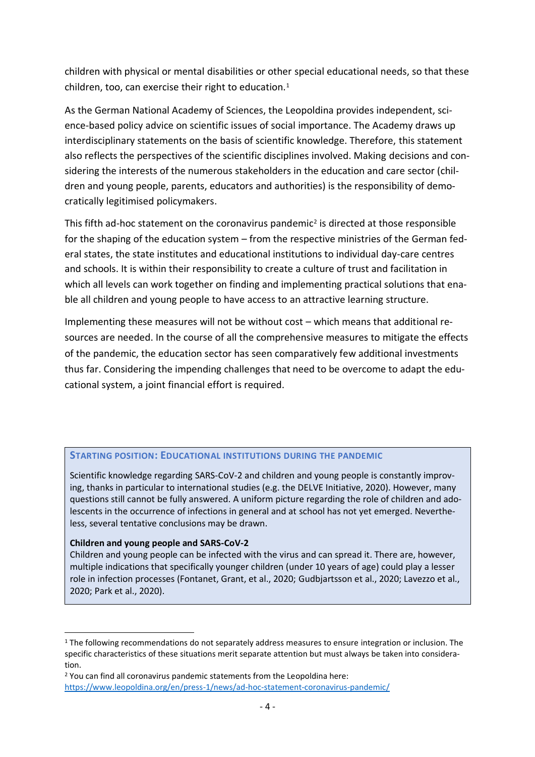children with physical or mental disabilities or other special educational needs, so that these children, too, can exercise their right to education.[1]

As the German National Academy of Sciences, the Leopoldina provides independent, science-based policy advice on scientific issues of social importance. The Academy draws up interdisciplinary statements on the basis of scientific knowledge. Therefore, this statement also reflects the perspectives of the scientific disciplines involved. Making decisions and considering the interests of the numerous stakeholders in the education and care sector (children and young people, parents, educators and authorities) is the responsibility of democratically legitimised policymakers.

This fifth ad-hoc statement on the coronavirus pandemic[2] is directed at those responsible for the shaping of the education system – from the respective ministries of the German federal states, the state institutes and educational institutions to individual day-care centres and schools. It is within their responsibility to create a culture of trust and facilitation in which all levels can work together on finding and implementing practical solutions that enable all children and young people to have access to an attractive learning structure.

Implementing these measures will not be without cost – which means that additional resources are needed. In the course of all the comprehensive measures to mitigate the effects of the pandemic, the education sector has seen comparatively few additional investments thus far. Considering the impending challenges that need to be overcome to adapt the educational system, a joint financial effort is required.

### Starting position: Educational institutions during the pandemic

Scientific knowledge regarding SARS-CoV-2 and children and young people is constantly improving, thanks in particular to international studies (e.g. the DELVE Initiative, 2020). However, many questions still cannot be fully answered. A uniform picture regarding the role of children and adolescents in the occurrence of infections in general and at school has not yet emerged. Nevertheless, several tentative conclusions may be drawn.

**Children and young people and SARS-CoV-2**
Children and young people can be infected with the virus and can spread it. There are, however, multiple indications that specifically younger children (under 10 years of age) could play a lesser role in infection processes (Fontanet, Grant, et al., 2020; Gudbjartsson et al., 2020; Lavezzo et al., 2020; Park et al., 2020).

---

[1] The following recommendations do not separately address measures to ensure integration or inclusion. The specific characteristics of these situations merit separate attention but must always be taken into consideration.

[2] You can find all coronavirus pandemic statements from the Leopoldina here: https://www.leopoldina.org/en/press-1/news/ad-hoc-statement-coronavirus-pandemic/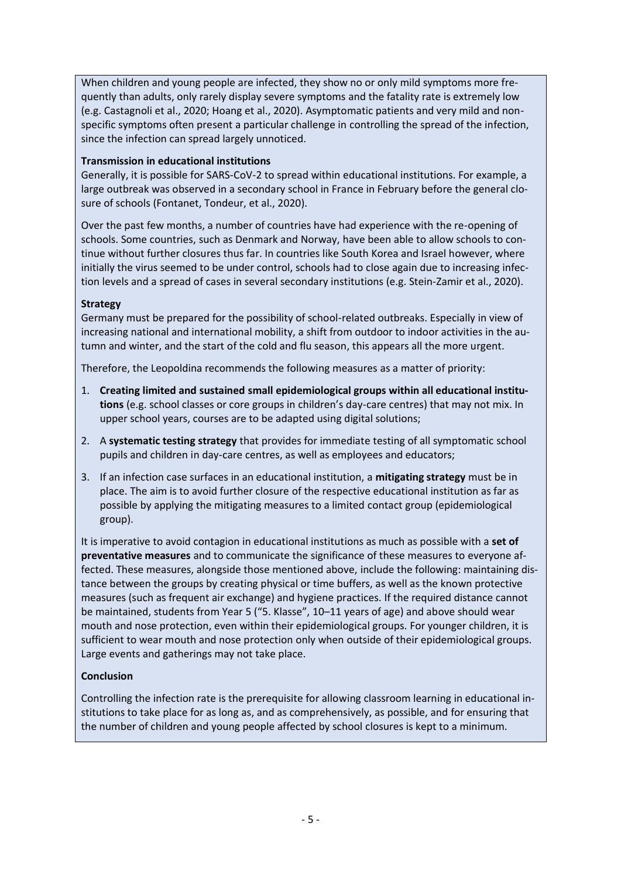When children and young people are infected, they show no or only mild symptoms more frequently than adults, only rarely display severe symptoms and the fatality rate is extremely low (e.g. Castagnoli et al., 2020; Hoang et al., 2020). Asymptomatic patients and very mild and non-specific symptoms often present a particular challenge in controlling the spread of the infection, since the infection can spread largely unnoticed.

**Transmission in educational institutions**

Generally, it is possible for SARS-CoV-2 to spread within educational institutions. For example, a large outbreak was observed in a secondary school in France in February before the general closure of schools (Fontanet, Tondeur, et al., 2020).

Over the past few months, a number of countries have had experience with the re-opening of schools. Some countries, such as Denmark and Norway, have been able to allow schools to continue without further closures thus far. In countries like South Korea and Israel however, where initially the virus seemed to be under control, schools had to close again due to increasing infection levels and a spread of cases in several secondary institutions (e.g. Stein-Zamir et al., 2020).

**Strategy**

Germany must be prepared for the possibility of school-related outbreaks. Especially in view of increasing national and international mobility, a shift from outdoor to indoor activities in the autumn and winter, and the start of the cold and flu season, this appears all the more urgent.

Therefore, the Leopoldina recommends the following measures as a matter of priority:

1. **Creating limited and sustained small epidemiological groups within all educational institutions** (e.g. school classes or core groups in children's day-care centres) that may not mix. In upper school years, courses are to be adapted using digital solutions;
2. A **systematic testing strategy** that provides for immediate testing of all symptomatic school pupils and children in day-care centres, as well as employees and educators;
3. If an infection case surfaces in an educational institution, a **mitigating strategy** must be in place. The aim is to avoid further closure of the respective educational institution as far as possible by applying the mitigating measures to a limited contact group (epidemiological group).

It is imperative to avoid contagion in educational institutions as much as possible with a **set of preventative measures** and to communicate the significance of these measures to everyone affected. These measures, alongside those mentioned above, include the following: maintaining distance between the groups by creating physical or time buffers, as well as the known protective measures (such as frequent air exchange) and hygiene practices. If the required distance cannot be maintained, students from Year 5 ("5. Klasse", 10–11 years of age) and above should wear mouth and nose protection, even within their epidemiological groups. For younger children, it is sufficient to wear mouth and nose protection only when outside of their epidemiological groups. Large events and gatherings may not take place.

**Conclusion**

Controlling the infection rate is the prerequisite for allowing classroom learning in educational institutions to take place for as long as, and as comprehensively, as possible, and for ensuring that the number of children and young people affected by school closures is kept to a minimum.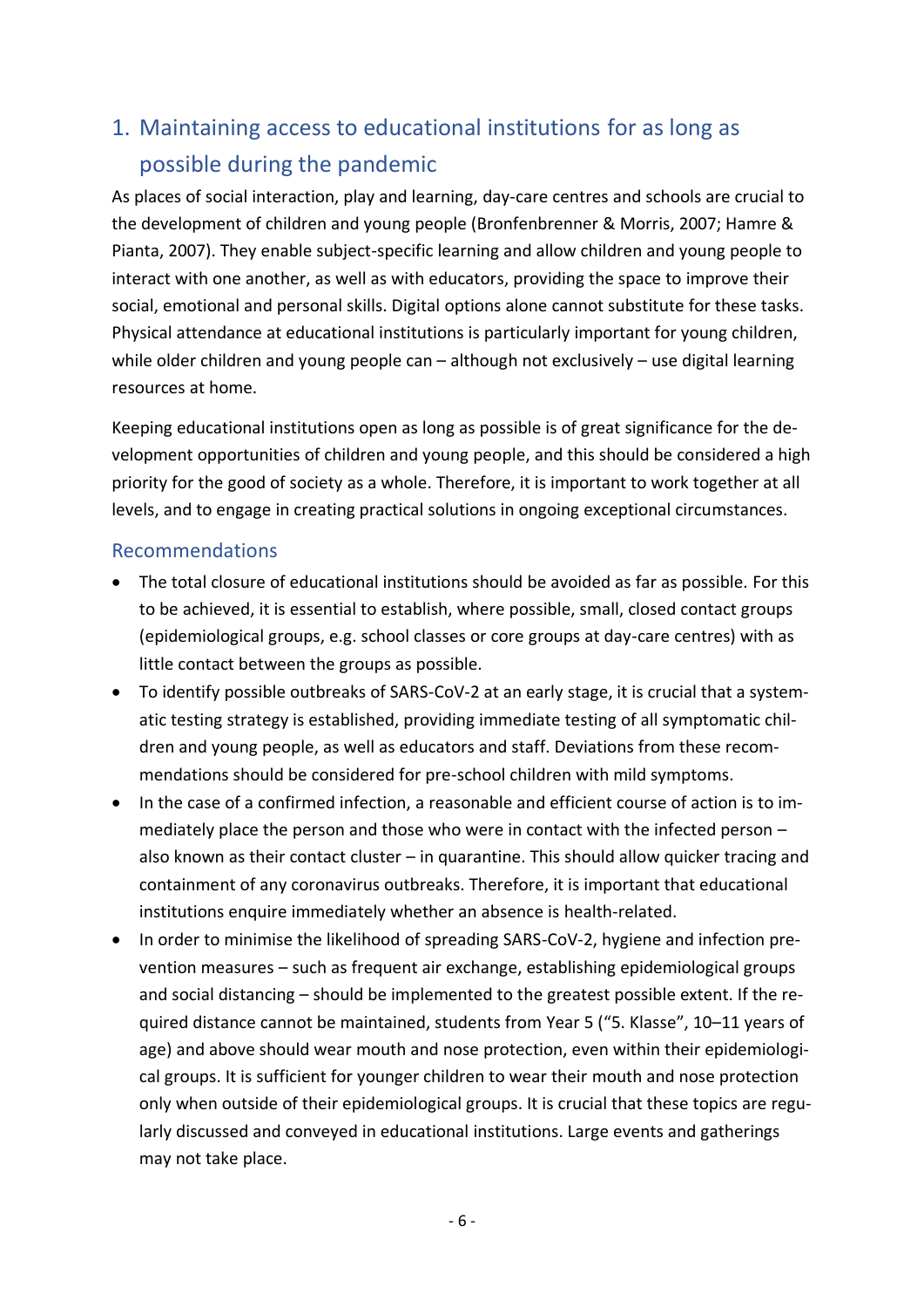# 1. Maintaining access to educational institutions for as long as possible during the pandemic

As places of social interaction, play and learning, day-care centres and schools are crucial to the development of children and young people (Bronfenbrenner & Morris, 2007; Hamre & Pianta, 2007). They enable subject-specific learning and allow children and young people to interact with one another, as well as with educators, providing the space to improve their social, emotional and personal skills. Digital options alone cannot substitute for these tasks. Physical attendance at educational institutions is particularly important for young children, while older children and young people can – although not exclusively – use digital learning resources at home.

Keeping educational institutions open as long as possible is of great significance for the development opportunities of children and young people, and this should be considered a high priority for the good of society as a whole. Therefore, it is important to work together at all levels, and to engage in creating practical solutions in ongoing exceptional circumstances.

## Recommendations

- The total closure of educational institutions should be avoided as far as possible. For this to be achieved, it is essential to establish, where possible, small, closed contact groups (epidemiological groups, e.g. school classes or core groups at day-care centres) with as little contact between the groups as possible.
- To identify possible outbreaks of SARS-CoV-2 at an early stage, it is crucial that a systematic testing strategy is established, providing immediate testing of all symptomatic children and young people, as well as educators and staff. Deviations from these recommendations should be considered for pre-school children with mild symptoms.
- In the case of a confirmed infection, a reasonable and efficient course of action is to immediately place the person and those who were in contact with the infected person – also known as their contact cluster – in quarantine. This should allow quicker tracing and containment of any coronavirus outbreaks. Therefore, it is important that educational institutions enquire immediately whether an absence is health-related.
- In order to minimise the likelihood of spreading SARS-CoV-2, hygiene and infection prevention measures – such as frequent air exchange, establishing epidemiological groups and social distancing – should be implemented to the greatest possible extent. If the required distance cannot be maintained, students from Year 5 ("5. Klasse", 10–11 years of age) and above should wear mouth and nose protection, even within their epidemiological groups. It is sufficient for younger children to wear their mouth and nose protection only when outside of their epidemiological groups. It is crucial that these topics are regularly discussed and conveyed in educational institutions. Large events and gatherings may not take place.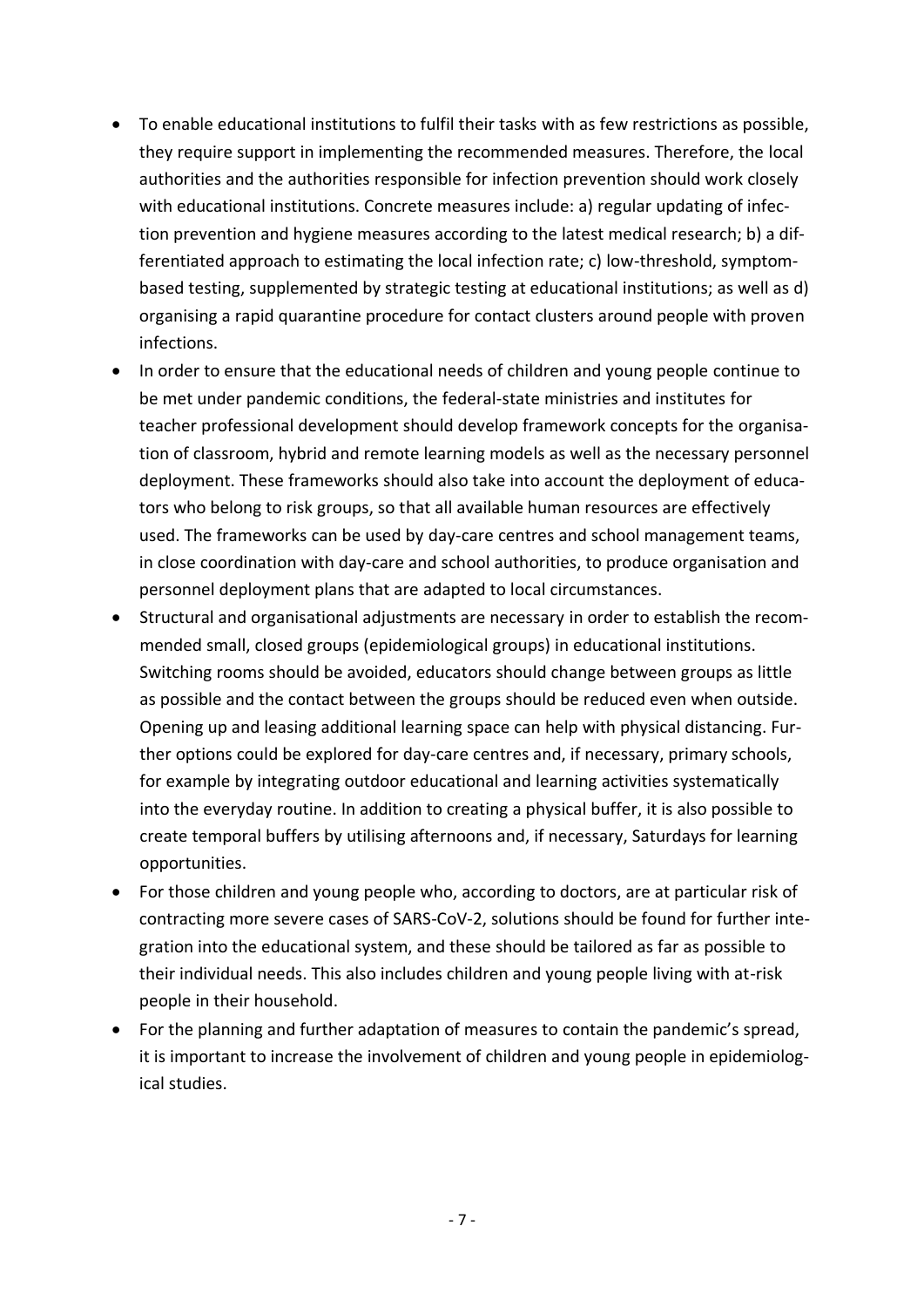- To enable educational institutions to fulfil their tasks with as few restrictions as possible, they require support in implementing the recommended measures. Therefore, the local authorities and the authorities responsible for infection prevention should work closely with educational institutions. Concrete measures include: a) regular updating of infection prevention and hygiene measures according to the latest medical research; b) a differentiated approach to estimating the local infection rate; c) low-threshold, symptom-based testing, supplemented by strategic testing at educational institutions; as well as d) organising a rapid quarantine procedure for contact clusters around people with proven infections.
- In order to ensure that the educational needs of children and young people continue to be met under pandemic conditions, the federal-state ministries and institutes for teacher professional development should develop framework concepts for the organisation of classroom, hybrid and remote learning models as well as the necessary personnel deployment. These frameworks should also take into account the deployment of educators who belong to risk groups, so that all available human resources are effectively used. The frameworks can be used by day-care centres and school management teams, in close coordination with day-care and school authorities, to produce organisation and personnel deployment plans that are adapted to local circumstances.
- Structural and organisational adjustments are necessary in order to establish the recommended small, closed groups (epidemiological groups) in educational institutions. Switching rooms should be avoided, educators should change between groups as little as possible and the contact between the groups should be reduced even when outside. Opening up and leasing additional learning space can help with physical distancing. Further options could be explored for day-care centres and, if necessary, primary schools, for example by integrating outdoor educational and learning activities systematically into the everyday routine. In addition to creating a physical buffer, it is also possible to create temporal buffers by utilising afternoons and, if necessary, Saturdays for learning opportunities.
- For those children and young people who, according to doctors, are at particular risk of contracting more severe cases of SARS-CoV-2, solutions should be found for further integration into the educational system, and these should be tailored as far as possible to their individual needs. This also includes children and young people living with at-risk people in their household.
- For the planning and further adaptation of measures to contain the pandemic's spread, it is important to increase the involvement of children and young people in epidemiological studies.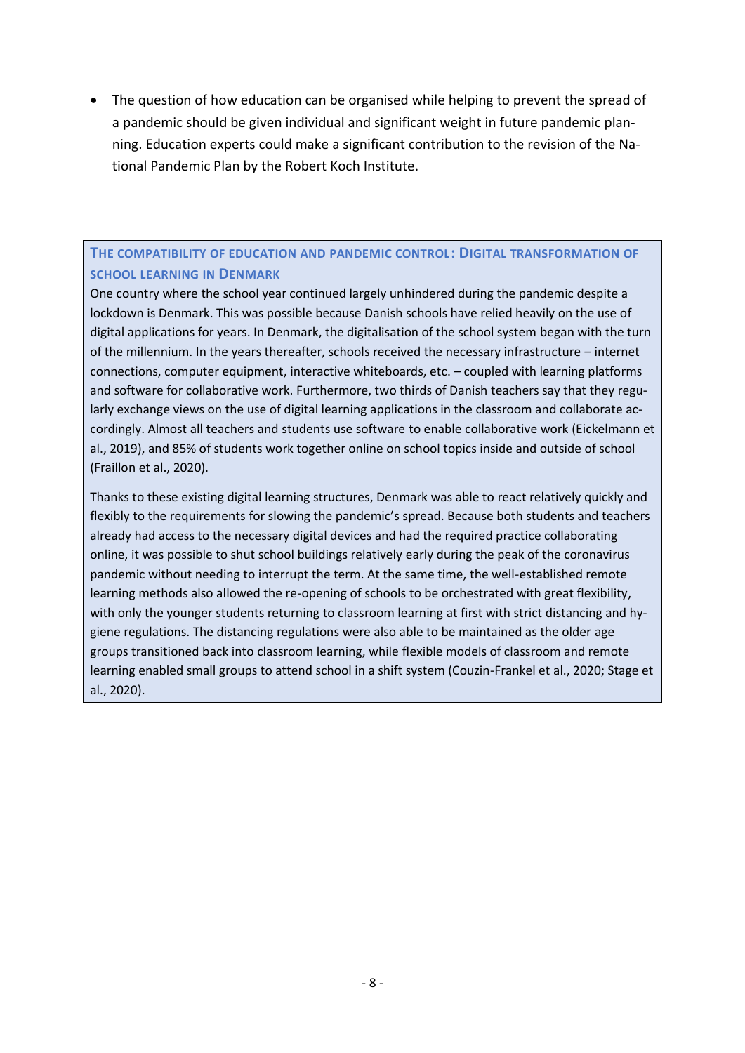- The question of how education can be organised while helping to prevent the spread of a pandemic should be given individual and significant weight in future pandemic planning. Education experts could make a significant contribution to the revision of the National Pandemic Plan by the Robert Koch Institute.

### The compatibility of education and pandemic control: Digital transformation of school learning in Denmark

One country where the school year continued largely unhindered during the pandemic despite a lockdown is Denmark. This was possible because Danish schools have relied heavily on the use of digital applications for years. In Denmark, the digitalisation of the school system began with the turn of the millennium. In the years thereafter, schools received the necessary infrastructure – internet connections, computer equipment, interactive whiteboards, etc. – coupled with learning platforms and software for collaborative work. Furthermore, two thirds of Danish teachers say that they regularly exchange views on the use of digital learning applications in the classroom and collaborate accordingly. Almost all teachers and students use software to enable collaborative work (Eickelmann et al., 2019), and 85% of students work together online on school topics inside and outside of school (Fraillon et al., 2020).

Thanks to these existing digital learning structures, Denmark was able to react relatively quickly and flexibly to the requirements for slowing the pandemic's spread. Because both students and teachers already had access to the necessary digital devices and had the required practice collaborating online, it was possible to shut school buildings relatively early during the peak of the coronavirus pandemic without needing to interrupt the term. At the same time, the well-established remote learning methods also allowed the re-opening of schools to be orchestrated with great flexibility, with only the younger students returning to classroom learning at first with strict distancing and hygiene regulations. The distancing regulations were also able to be maintained as the older age groups transitioned back into classroom learning, while flexible models of classroom and remote learning enabled small groups to attend school in a shift system (Couzin-Frankel et al., 2020; Stage et al., 2020).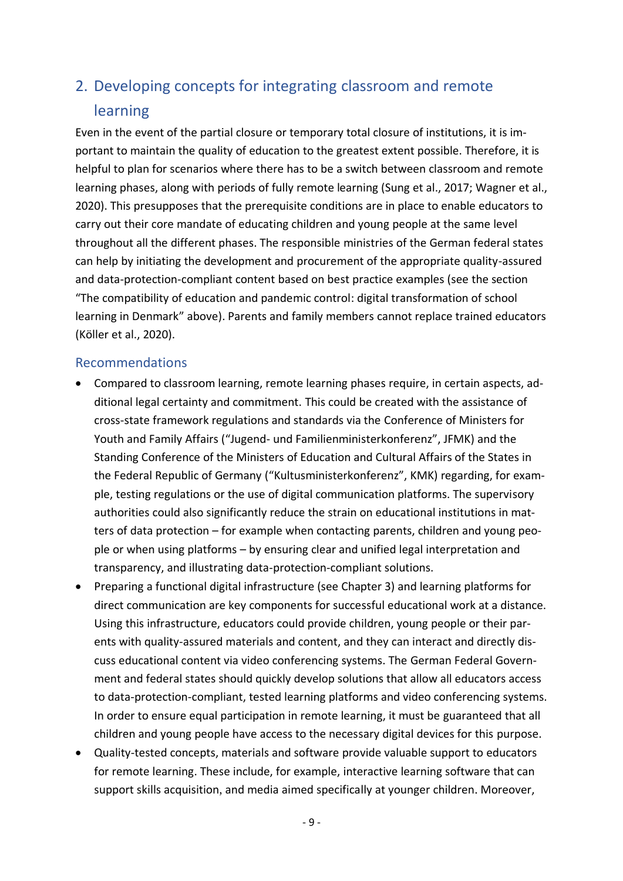## 2. Developing concepts for integrating classroom and remote learning

Even in the event of the partial closure or temporary total closure of institutions, it is important to maintain the quality of education to the greatest extent possible. Therefore, it is helpful to plan for scenarios where there has to be a switch between classroom and remote learning phases, along with periods of fully remote learning (Sung et al., 2017; Wagner et al., 2020). This presupposes that the prerequisite conditions are in place to enable educators to carry out their core mandate of educating children and young people at the same level throughout all the different phases. The responsible ministries of the German federal states can help by initiating the development and procurement of the appropriate quality-assured and data-protection-compliant content based on best practice examples (see the section "The compatibility of education and pandemic control: digital transformation of school learning in Denmark" above). Parents and family members cannot replace trained educators (Köller et al., 2020).

### Recommendations

- Compared to classroom learning, remote learning phases require, in certain aspects, additional legal certainty and commitment. This could be created with the assistance of cross-state framework regulations and standards via the Conference of Ministers for Youth and Family Affairs ("Jugend- und Familienministerkonferenz", JFMK) and the Standing Conference of the Ministers of Education and Cultural Affairs of the States in the Federal Republic of Germany ("Kultusministerkonferenz", KMK) regarding, for example, testing regulations or the use of digital communication platforms. The supervisory authorities could also significantly reduce the strain on educational institutions in matters of data protection – for example when contacting parents, children and young people or when using platforms – by ensuring clear and unified legal interpretation and transparency, and illustrating data-protection-compliant solutions.
- Preparing a functional digital infrastructure (see Chapter 3) and learning platforms for direct communication are key components for successful educational work at a distance. Using this infrastructure, educators could provide children, young people or their parents with quality-assured materials and content, and they can interact and directly discuss educational content via video conferencing systems. The German Federal Government and federal states should quickly develop solutions that allow all educators access to data-protection-compliant, tested learning platforms and video conferencing systems. In order to ensure equal participation in remote learning, it must be guaranteed that all children and young people have access to the necessary digital devices for this purpose.
- Quality-tested concepts, materials and software provide valuable support to educators for remote learning. These include, for example, interactive learning software that can support skills acquisition, and media aimed specifically at younger children. Moreover,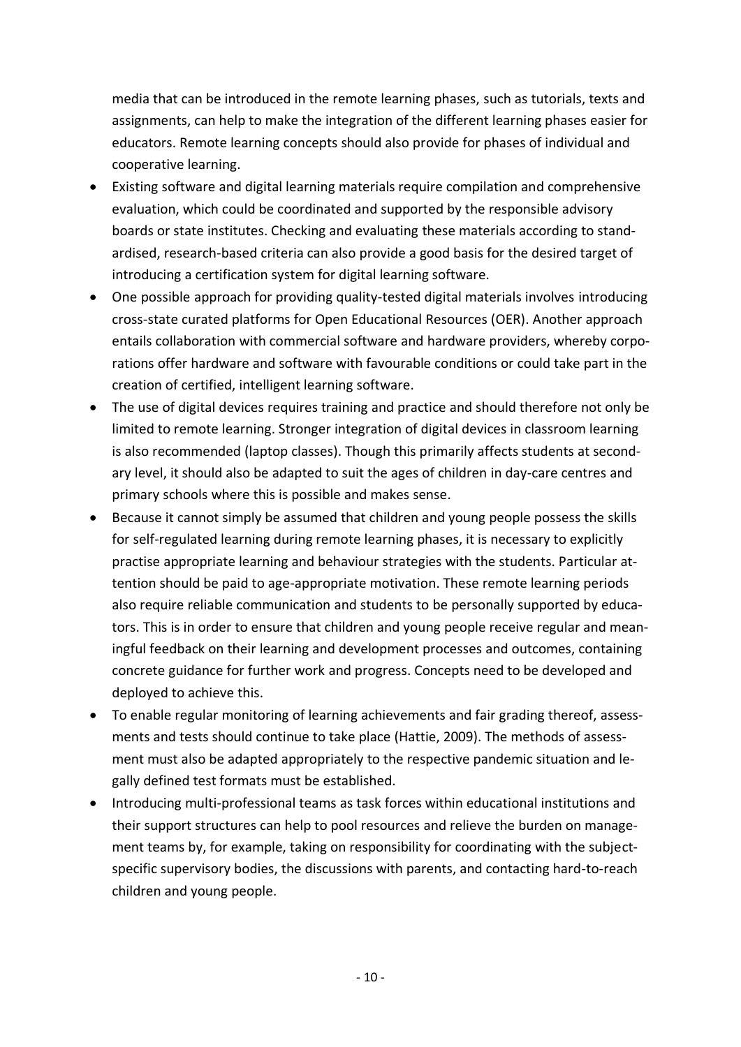media that can be introduced in the remote learning phases, such as tutorials, texts and assignments, can help to make the integration of the different learning phases easier for educators. Remote learning concepts should also provide for phases of individual and cooperative learning.

- Existing software and digital learning materials require compilation and comprehensive evaluation, which could be coordinated and supported by the responsible advisory boards or state institutes. Checking and evaluating these materials according to standardised, research-based criteria can also provide a good basis for the desired target of introducing a certification system for digital learning software.
- One possible approach for providing quality-tested digital materials involves introducing cross-state curated platforms for Open Educational Resources (OER). Another approach entails collaboration with commercial software and hardware providers, whereby corporations offer hardware and software with favourable conditions or could take part in the creation of certified, intelligent learning software.
- The use of digital devices requires training and practice and should therefore not only be limited to remote learning. Stronger integration of digital devices in classroom learning is also recommended (laptop classes). Though this primarily affects students at secondary level, it should also be adapted to suit the ages of children in day-care centres and primary schools where this is possible and makes sense.
- Because it cannot simply be assumed that children and young people possess the skills for self-regulated learning during remote learning phases, it is necessary to explicitly practise appropriate learning and behaviour strategies with the students. Particular attention should be paid to age-appropriate motivation. These remote learning periods also require reliable communication and students to be personally supported by educators. This is in order to ensure that children and young people receive regular and meaningful feedback on their learning and development processes and outcomes, containing concrete guidance for further work and progress. Concepts need to be developed and deployed to achieve this.
- To enable regular monitoring of learning achievements and fair grading thereof, assessments and tests should continue to take place (Hattie, 2009). The methods of assessment must also be adapted appropriately to the respective pandemic situation and legally defined test formats must be established.
- Introducing multi-professional teams as task forces within educational institutions and their support structures can help to pool resources and relieve the burden on management teams by, for example, taking on responsibility for coordinating with the subject-specific supervisory bodies, the discussions with parents, and contacting hard-to-reach children and young people.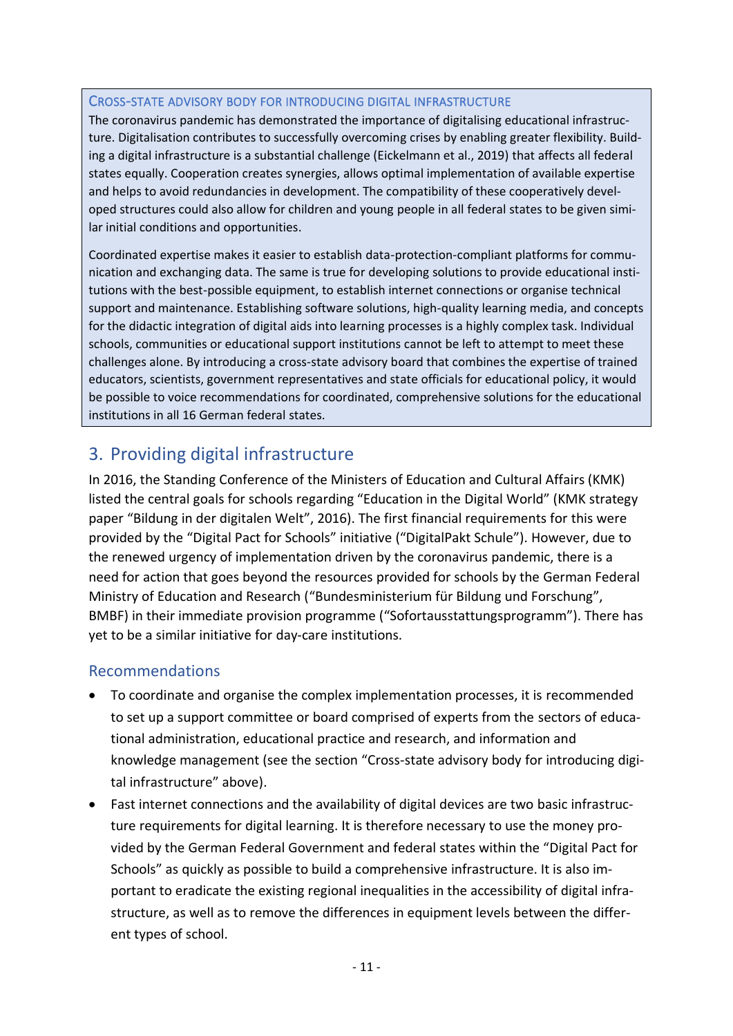### Cross-state advisory body for introducing digital infrastructure

The coronavirus pandemic has demonstrated the importance of digitalising educational infrastructure. Digitalisation contributes to successfully overcoming crises by enabling greater flexibility. Building a digital infrastructure is a substantial challenge (Eickelmann et al., 2019) that affects all federal states equally. Cooperation creates synergies, allows optimal implementation of available expertise and helps to avoid redundancies in development. The compatibility of these cooperatively developed structures could also allow for children and young people in all federal states to be given similar initial conditions and opportunities.

Coordinated expertise makes it easier to establish data-protection-compliant platforms for communication and exchanging data. The same is true for developing solutions to provide educational institutions with the best-possible equipment, to establish internet connections or organise technical support and maintenance. Establishing software solutions, high-quality learning media, and concepts for the didactic integration of digital aids into learning processes is a highly complex task. Individual schools, communities or educational support institutions cannot be left to attempt to meet these challenges alone. By introducing a cross-state advisory board that combines the expertise of trained educators, scientists, government representatives and state officials for educational policy, it would be possible to voice recommendations for coordinated, comprehensive solutions for the educational institutions in all 16 German federal states.

## 3. Providing digital infrastructure

In 2016, the Standing Conference of the Ministers of Education and Cultural Affairs (KMK) listed the central goals for schools regarding "Education in the Digital World" (KMK strategy paper "Bildung in der digitalen Welt", 2016). The first financial requirements for this were provided by the "Digital Pact for Schools" initiative ("DigitalPakt Schule"). However, due to the renewed urgency of implementation driven by the coronavirus pandemic, there is a need for action that goes beyond the resources provided for schools by the German Federal Ministry of Education and Research ("Bundesministerium für Bildung und Forschung", BMBF) in their immediate provision programme ("Sofortausstattungsprogramm"). There has yet to be a similar initiative for day-care institutions.

### Recommendations

- To coordinate and organise the complex implementation processes, it is recommended to set up a support committee or board comprised of experts from the sectors of educational administration, educational practice and research, and information and knowledge management (see the section "Cross-state advisory body for introducing digital infrastructure" above).
- Fast internet connections and the availability of digital devices are two basic infrastructure requirements for digital learning. It is therefore necessary to use the money provided by the German Federal Government and federal states within the "Digital Pact for Schools" as quickly as possible to build a comprehensive infrastructure. It is also important to eradicate the existing regional inequalities in the accessibility of digital infrastructure, as well as to remove the differences in equipment levels between the different types of school.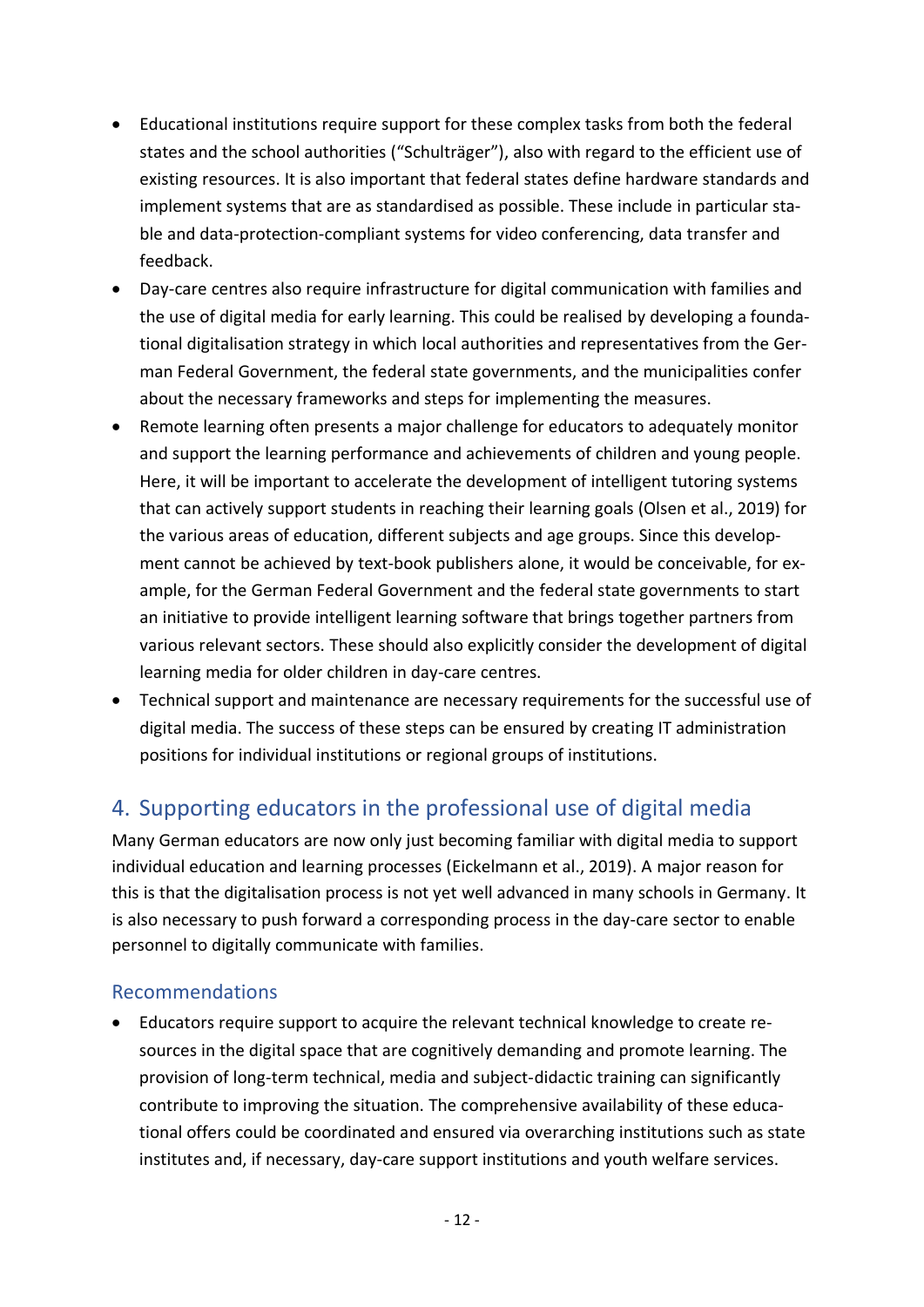- Educational institutions require support for these complex tasks from both the federal states and the school authorities ("Schulträger"), also with regard to the efficient use of existing resources. It is also important that federal states define hardware standards and implement systems that are as standardised as possible. These include in particular stable and data-protection-compliant systems for video conferencing, data transfer and feedback.
- Day-care centres also require infrastructure for digital communication with families and the use of digital media for early learning. This could be realised by developing a foundational digitalisation strategy in which local authorities and representatives from the German Federal Government, the federal state governments, and the municipalities confer about the necessary frameworks and steps for implementing the measures.
- Remote learning often presents a major challenge for educators to adequately monitor and support the learning performance and achievements of children and young people. Here, it will be important to accelerate the development of intelligent tutoring systems that can actively support students in reaching their learning goals (Olsen et al., 2019) for the various areas of education, different subjects and age groups. Since this development cannot be achieved by text-book publishers alone, it would be conceivable, for example, for the German Federal Government and the federal state governments to start an initiative to provide intelligent learning software that brings together partners from various relevant sectors. These should also explicitly consider the development of digital learning media for older children in day-care centres.
- Technical support and maintenance are necessary requirements for the successful use of digital media. The success of these steps can be ensured by creating IT administration positions for individual institutions or regional groups of institutions.

## 4. Supporting educators in the professional use of digital media

Many German educators are now only just becoming familiar with digital media to support individual education and learning processes (Eickelmann et al., 2019). A major reason for this is that the digitalisation process is not yet well advanced in many schools in Germany. It is also necessary to push forward a corresponding process in the day-care sector to enable personnel to digitally communicate with families.

### Recommendations

- Educators require support to acquire the relevant technical knowledge to create resources in the digital space that are cognitively demanding and promote learning. The provision of long-term technical, media and subject-didactic training can significantly contribute to improving the situation. The comprehensive availability of these educational offers could be coordinated and ensured via overarching institutions such as state institutes and, if necessary, day-care support institutions and youth welfare services.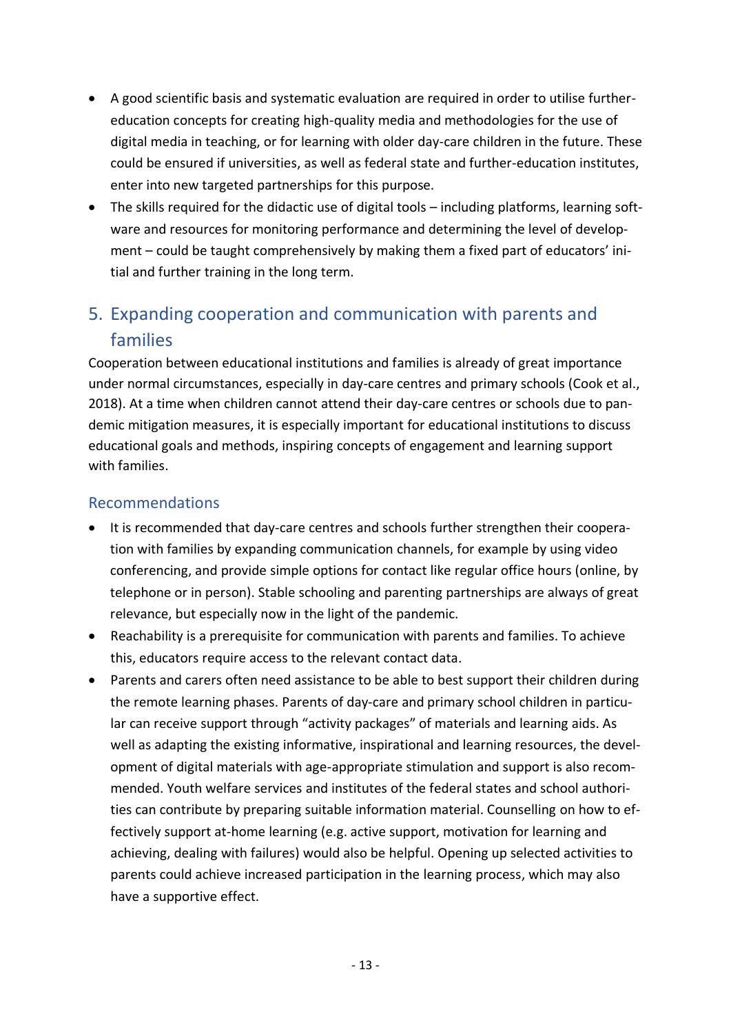- A good scientific basis and systematic evaluation are required in order to utilise further-education concepts for creating high-quality media and methodologies for the use of digital media in teaching, or for learning with older day-care children in the future. These could be ensured if universities, as well as federal state and further-education institutes, enter into new targeted partnerships for this purpose.
- The skills required for the didactic use of digital tools – including platforms, learning software and resources for monitoring performance and determining the level of development – could be taught comprehensively by making them a fixed part of educators' initial and further training in the long term.

## 5. Expanding cooperation and communication with parents and families

Cooperation between educational institutions and families is already of great importance under normal circumstances, especially in day-care centres and primary schools (Cook et al., 2018). At a time when children cannot attend their day-care centres or schools due to pandemic mitigation measures, it is especially important for educational institutions to discuss educational goals and methods, inspiring concepts of engagement and learning support with families.

### Recommendations

- It is recommended that day-care centres and schools further strengthen their cooperation with families by expanding communication channels, for example by using video conferencing, and provide simple options for contact like regular office hours (online, by telephone or in person). Stable schooling and parenting partnerships are always of great relevance, but especially now in the light of the pandemic.
- Reachability is a prerequisite for communication with parents and families. To achieve this, educators require access to the relevant contact data.
- Parents and carers often need assistance to be able to best support their children during the remote learning phases. Parents of day-care and primary school children in particular can receive support through "activity packages" of materials and learning aids. As well as adapting the existing informative, inspirational and learning resources, the development of digital materials with age-appropriate stimulation and support is also recommended. Youth welfare services and institutes of the federal states and school authorities can contribute by preparing suitable information material. Counselling on how to effectively support at-home learning (e.g. active support, motivation for learning and achieving, dealing with failures) would also be helpful. Opening up selected activities to parents could achieve increased participation in the learning process, which may also have a supportive effect.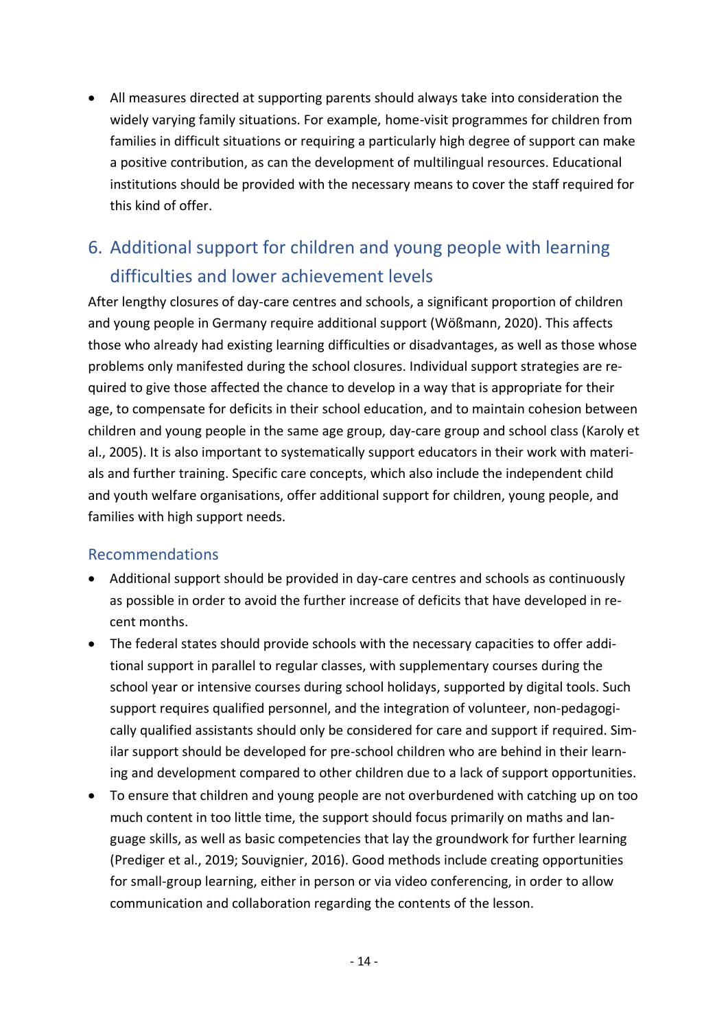- All measures directed at supporting parents should always take into consideration the widely varying family situations. For example, home-visit programmes for children from families in difficult situations or requiring a particularly high degree of support can make a positive contribution, as can the development of multilingual resources. Educational institutions should be provided with the necessary means to cover the staff required for this kind of offer.

## 6. Additional support for children and young people with learning difficulties and lower achievement levels

After lengthy closures of day-care centres and schools, a significant proportion of children and young people in Germany require additional support (Wößmann, 2020). This affects those who already had existing learning difficulties or disadvantages, as well as those whose problems only manifested during the school closures. Individual support strategies are required to give those affected the chance to develop in a way that is appropriate for their age, to compensate for deficits in their school education, and to maintain cohesion between children and young people in the same age group, day-care group and school class (Karoly et al., 2005). It is also important to systematically support educators in their work with materials and further training. Specific care concepts, which also include the independent child and youth welfare organisations, offer additional support for children, young people, and families with high support needs.

### Recommendations

- Additional support should be provided in day-care centres and schools as continuously as possible in order to avoid the further increase of deficits that have developed in recent months.
- The federal states should provide schools with the necessary capacities to offer additional support in parallel to regular classes, with supplementary courses during the school year or intensive courses during school holidays, supported by digital tools. Such support requires qualified personnel, and the integration of volunteer, non-pedagogically qualified assistants should only be considered for care and support if required. Similar support should be developed for pre-school children who are behind in their learning and development compared to other children due to a lack of support opportunities.
- To ensure that children and young people are not overburdened with catching up on too much content in too little time, the support should focus primarily on maths and language skills, as well as basic competencies that lay the groundwork for further learning (Prediger et al., 2019; Souvignier, 2016). Good methods include creating opportunities for small-group learning, either in person or via video conferencing, in order to allow communication and collaboration regarding the contents of the lesson.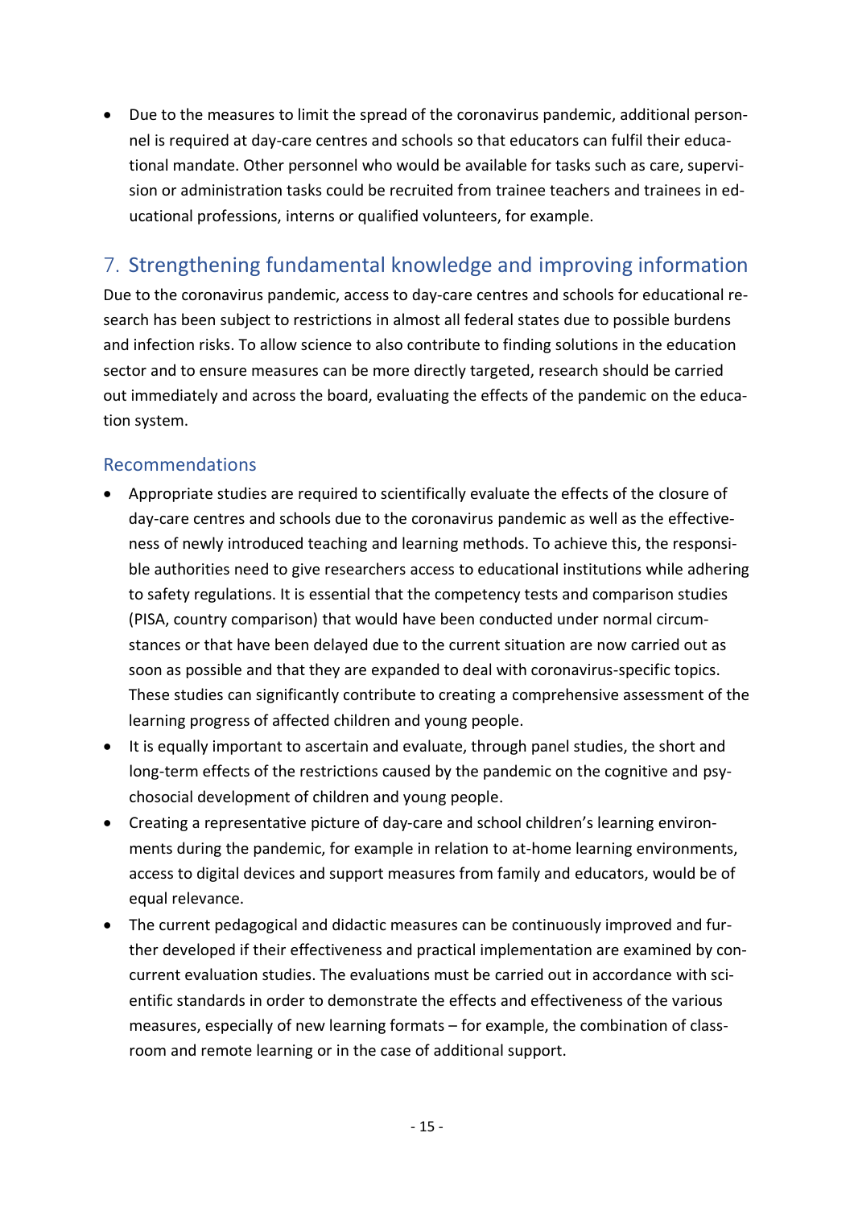- Due to the measures to limit the spread of the coronavirus pandemic, additional personnel is required at day-care centres and schools so that educators can fulfil their educational mandate. Other personnel who would be available for tasks such as care, supervision or administration tasks could be recruited from trainee teachers and trainees in educational professions, interns or qualified volunteers, for example.

## 7. Strengthening fundamental knowledge and improving information

Due to the coronavirus pandemic, access to day-care centres and schools for educational research has been subject to restrictions in almost all federal states due to possible burdens and infection risks. To allow science to also contribute to finding solutions in the education sector and to ensure measures can be more directly targeted, research should be carried out immediately and across the board, evaluating the effects of the pandemic on the education system.

### Recommendations

- Appropriate studies are required to scientifically evaluate the effects of the closure of day-care centres and schools due to the coronavirus pandemic as well as the effectiveness of newly introduced teaching and learning methods. To achieve this, the responsible authorities need to give researchers access to educational institutions while adhering to safety regulations. It is essential that the competency tests and comparison studies (PISA, country comparison) that would have been conducted under normal circumstances or that have been delayed due to the current situation are now carried out as soon as possible and that they are expanded to deal with coronavirus-specific topics. These studies can significantly contribute to creating a comprehensive assessment of the learning progress of affected children and young people.
- It is equally important to ascertain and evaluate, through panel studies, the short and long-term effects of the restrictions caused by the pandemic on the cognitive and psychosocial development of children and young people.
- Creating a representative picture of day-care and school children's learning environments during the pandemic, for example in relation to at-home learning environments, access to digital devices and support measures from family and educators, would be of equal relevance.
- The current pedagogical and didactic measures can be continuously improved and further developed if their effectiveness and practical implementation are examined by concurrent evaluation studies. The evaluations must be carried out in accordance with scientific standards in order to demonstrate the effects and effectiveness of the various measures, especially of new learning formats – for example, the combination of classroom and remote learning or in the case of additional support.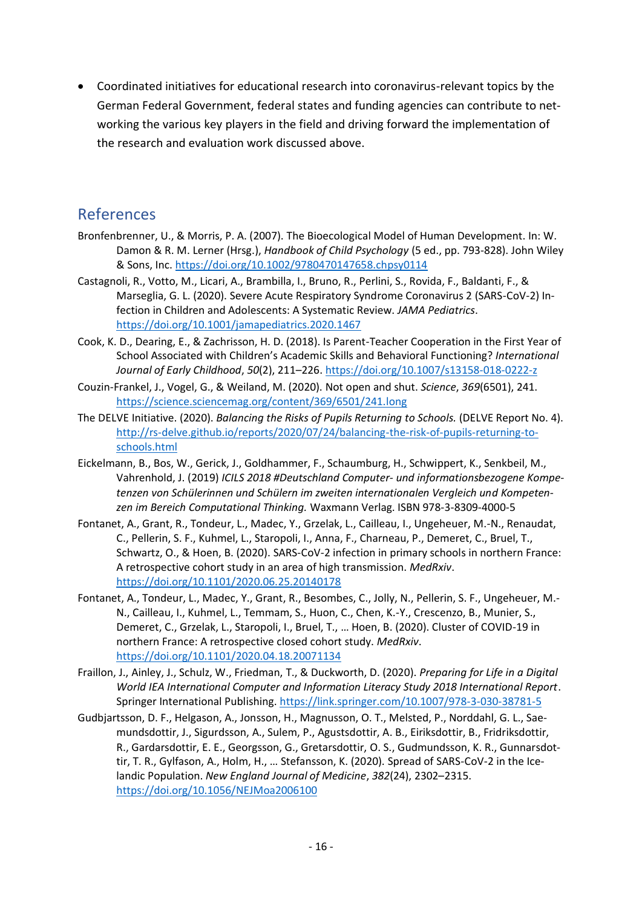- Coordinated initiatives for educational research into coronavirus-relevant topics by the German Federal Government, federal states and funding agencies can contribute to networking the various key players in the field and driving forward the implementation of the research and evaluation work discussed above.

## References

Bronfenbrenner, U., & Morris, P. A. (2007). The Bioecological Model of Human Development. In: W. Damon & R. M. Lerner (Hrsg.), *Handbook of Child Psychology* (5 ed., pp. 793-828). John Wiley & Sons, Inc. https://doi.org/10.1002/9780470147658.chpsy0114

Castagnoli, R., Votto, M., Licari, A., Brambilla, I., Bruno, R., Perlini, S., Rovida, F., Baldanti, F., & Marseglia, G. L. (2020). Severe Acute Respiratory Syndrome Coronavirus 2 (SARS-CoV-2) Infection in Children and Adolescents: A Systematic Review. *JAMA Pediatrics*. https://doi.org/10.1001/jamapediatrics.2020.1467

Cook, K. D., Dearing, E., & Zachrisson, H. D. (2018). Is Parent-Teacher Cooperation in the First Year of School Associated with Children's Academic Skills and Behavioral Functioning? *International Journal of Early Childhood*, *50*(2), 211–226. https://doi.org/10.1007/s13158-018-0222-z

Couzin-Frankel, J., Vogel, G., & Weiland, M. (2020). Not open and shut. *Science*, *369*(6501), 241. https://science.sciencemag.org/content/369/6501/241.long

The DELVE Initiative. (2020). *Balancing the Risks of Pupils Returning to Schools.* (DELVE Report No. 4). http://rs-delve.github.io/reports/2020/07/24/balancing-the-risk-of-pupils-returning-to-schools.html

Eickelmann, B., Bos, W., Gerick, J., Goldhammer, F., Schaumburg, H., Schwippert, K., Senkbeil, M., Vahrenhold, J. (2019) *ICILS 2018 #Deutschland Computer- und informationsbezogene Kompetenzen von Schülerinnen und Schülern im zweiten internationalen Vergleich und Kompetenzen im Bereich Computational Thinking.* Waxmann Verlag. ISBN 978-3-8309-4000-5

Fontanet, A., Grant, R., Tondeur, L., Madec, Y., Grzelak, L., Cailleau, I., Ungeheuer, M.-N., Renaudat, C., Pellerin, S. F., Kuhmel, L., Staropoli, I., Anna, F., Charneau, P., Demeret, C., Bruel, T., Schwartz, O., & Hoen, B. (2020). SARS-CoV-2 infection in primary schools in northern France: A retrospective cohort study in an area of high transmission. *MedRxiv*. https://doi.org/10.1101/2020.06.25.20140178

Fontanet, A., Tondeur, L., Madec, Y., Grant, R., Besombes, C., Jolly, N., Pellerin, S. F., Ungeheuer, M.-N., Cailleau, I., Kuhmel, L., Temmam, S., Huon, C., Chen, K.-Y., Crescenzo, B., Munier, S., Demeret, C., Grzelak, L., Staropoli, I., Bruel, T., … Hoen, B. (2020). Cluster of COVID-19 in northern France: A retrospective closed cohort study. *MedRxiv*. https://doi.org/10.1101/2020.04.18.20071134

Fraillon, J., Ainley, J., Schulz, W., Friedman, T., & Duckworth, D. (2020). *Preparing for Life in a Digital World IEA International Computer and Information Literacy Study 2018 International Report*. Springer International Publishing. https://link.springer.com/10.1007/978-3-030-38781-5

Gudbjartsson, D. F., Helgason, A., Jonsson, H., Magnusson, O. T., Melsted, P., Norddahl, G. L., Saemundsdottir, J., Sigurdsson, A., Sulem, P., Agustsdottir, A. B., Eiriksdottir, B., Fridriksdottir, R., Gardarsdottir, E. E., Georgsson, G., Gretarsdottir, O. S., Gudmundsson, K. R., Gunnarsdottir, T. R., Gylfason, A., Holm, H., … Stefansson, K. (2020). Spread of SARS-CoV-2 in the Icelandic Population. *New England Journal of Medicine*, *382*(24), 2302–2315. https://doi.org/10.1056/NEJMoa2006100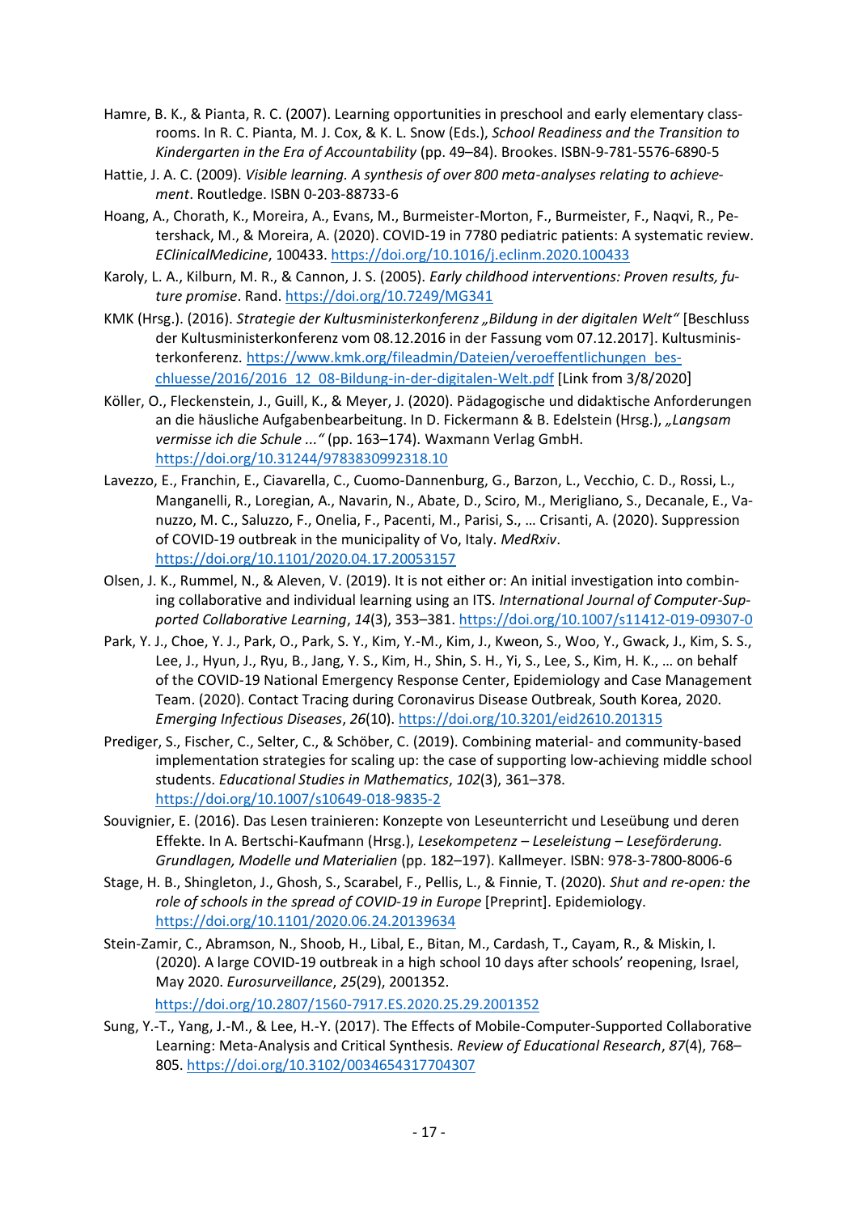Hamre, B. K., & Pianta, R. C. (2007). Learning opportunities in preschool and early elementary classrooms. In R. C. Pianta, M. J. Cox, & K. L. Snow (Eds.), *School Readiness and the Transition to Kindergarten in the Era of Accountability* (pp. 49–84). Brookes. ISBN-9-781-5576-6890-5

Hattie, J. A. C. (2009). *Visible learning. A synthesis of over 800 meta-analyses relating to achievement*. Routledge. ISBN 0-203-88733-6

Hoang, A., Chorath, K., Moreira, A., Evans, M., Burmeister-Morton, F., Burmeister, F., Naqvi, R., Petershack, M., & Moreira, A. (2020). COVID-19 in 7780 pediatric patients: A systematic review. *EClinicalMedicine*, 100433. https://doi.org/10.1016/j.eclinm.2020.100433

Karoly, L. A., Kilburn, M. R., & Cannon, J. S. (2005). *Early childhood interventions: Proven results, future promise*. Rand. https://doi.org/10.7249/MG341

KMK (Hrsg.). (2016). *Strategie der Kultusministerkonferenz „Bildung in der digitalen Welt"* [Beschluss der Kultusministerkonferenz vom 08.12.2016 in der Fassung vom 07.12.2017]. Kultusministerkonferenz. https://www.kmk.org/fileadmin/Dateien/veroeffentlichungen_beschluesse/2016/2016_12_08-Bildung-in-der-digitalen-Welt.pdf [Link from 3/8/2020]

Köller, O., Fleckenstein, J., Guill, K., & Meyer, J. (2020). Pädagogische und didaktische Anforderungen an die häusliche Aufgabenbearbeitung. In D. Fickermann & B. Edelstein (Hrsg.), *„Langsam vermisse ich die Schule ..."* (pp. 163–174). Waxmann Verlag GmbH. https://doi.org/10.31244/9783830992318.10

Lavezzo, E., Franchin, E., Ciavarella, C., Cuomo-Dannenburg, G., Barzon, L., Vecchio, C. D., Rossi, L., Manganelli, R., Loregian, A., Navarin, N., Abate, D., Sciro, M., Merigliano, S., Decanale, E., Vanuzzo, M. C., Saluzzo, F., Onelia, F., Pacenti, M., Parisi, S., … Crisanti, A. (2020). Suppression of COVID-19 outbreak in the municipality of Vo, Italy. *MedRxiv*. https://doi.org/10.1101/2020.04.17.20053157

Olsen, J. K., Rummel, N., & Aleven, V. (2019). It is not either or: An initial investigation into combining collaborative and individual learning using an ITS. *International Journal of Computer-Supported Collaborative Learning*, *14*(3), 353–381. https://doi.org/10.1007/s11412-019-09307-0

Park, Y. J., Choe, Y. J., Park, O., Park, S. Y., Kim, Y.-M., Kim, J., Kweon, S., Woo, Y., Gwack, J., Kim, S. S., Lee, J., Hyun, J., Ryu, B., Jang, Y. S., Kim, H., Shin, S. H., Yi, S., Lee, S., Kim, H. K., … on behalf of the COVID-19 National Emergency Response Center, Epidemiology and Case Management Team. (2020). Contact Tracing during Coronavirus Disease Outbreak, South Korea, 2020. *Emerging Infectious Diseases*, *26*(10). https://doi.org/10.3201/eid2610.201315

Prediger, S., Fischer, C., Selter, C., & Schöber, C. (2019). Combining material- and community-based implementation strategies for scaling up: the case of supporting low-achieving middle school students. *Educational Studies in Mathematics*, *102*(3), 361–378. https://doi.org/10.1007/s10649-018-9835-2

Souvignier, E. (2016). Das Lesen trainieren: Konzepte von Leseunterricht und Leseübung und deren Effekte. In A. Bertschi-Kaufmann (Hrsg.), *Lesekompetenz – Leseleistung – Leseförderung. Grundlagen, Modelle und Materialien* (pp. 182–197). Kallmeyer. ISBN: 978-3-7800-8006-6

Stage, H. B., Shingleton, J., Ghosh, S., Scarabel, F., Pellis, L., & Finnie, T. (2020). *Shut and re-open: the role of schools in the spread of COVID-19 in Europe* [Preprint]. Epidemiology. https://doi.org/10.1101/2020.06.24.20139634

Stein-Zamir, C., Abramson, N., Shoob, H., Libal, E., Bitan, M., Cardash, T., Cayam, R., & Miskin, I. (2020). A large COVID-19 outbreak in a high school 10 days after schools' reopening, Israel, May 2020. *Eurosurveillance*, *25*(29), 2001352. https://doi.org/10.2807/1560-7917.ES.2020.25.29.2001352

Sung, Y.-T., Yang, J.-M., & Lee, H.-Y. (2017). The Effects of Mobile-Computer-Supported Collaborative Learning: Meta-Analysis and Critical Synthesis. *Review of Educational Research*, *87*(4), 768–805. https://doi.org/10.3102/0034654317704307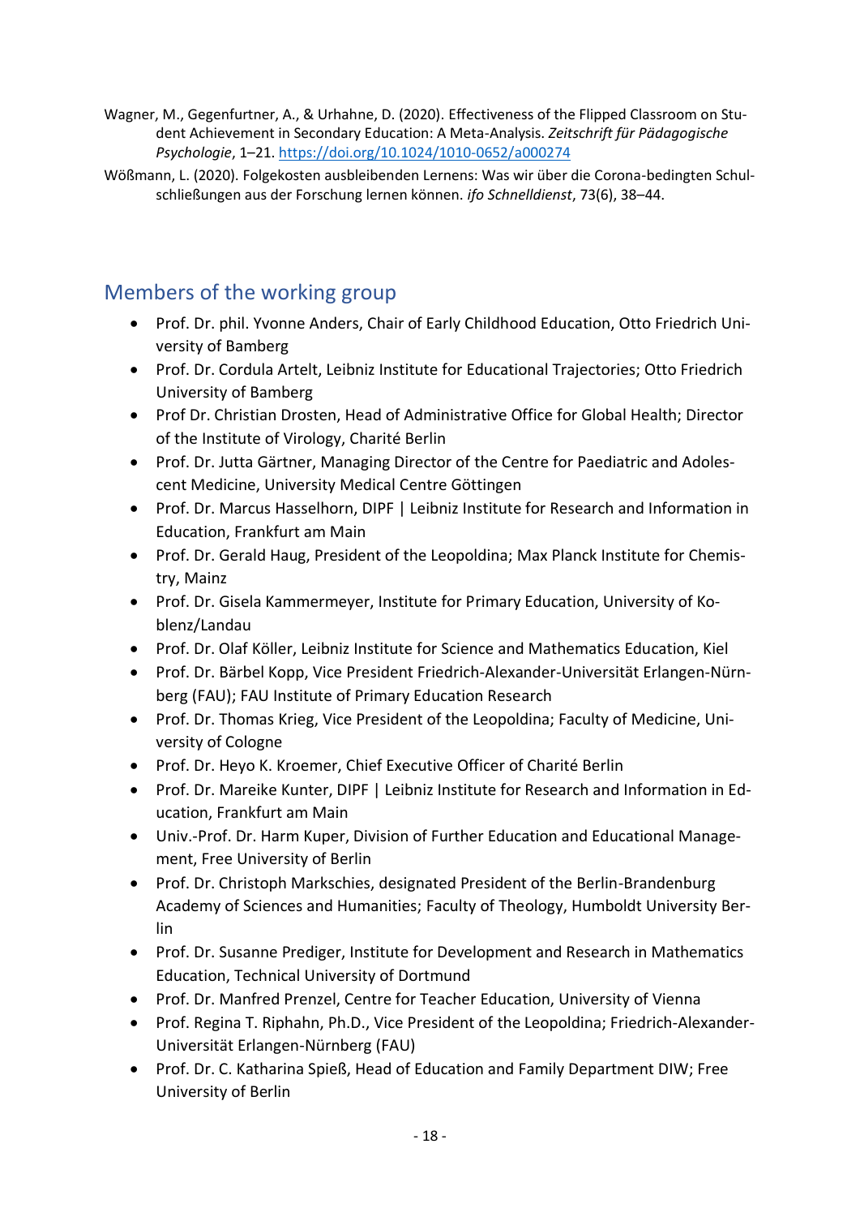Wagner, M., Gegenfurtner, A., & Urhahne, D. (2020). Effectiveness of the Flipped Classroom on Student Achievement in Secondary Education: A Meta-Analysis. *Zeitschrift für Pädagogische Psychologie*, 1–21. https://doi.org/10.1024/1010-0652/a000274

Wößmann, L. (2020). Folgekosten ausbleibenden Lernens: Was wir über die Corona-bedingten Schulschließungen aus der Forschung lernen können. *ifo Schnelldienst*, 73(6), 38–44.

## Members of the working group

- Prof. Dr. phil. Yvonne Anders, Chair of Early Childhood Education, Otto Friedrich University of Bamberg
- Prof. Dr. Cordula Artelt, Leibniz Institute for Educational Trajectories; Otto Friedrich University of Bamberg
- Prof Dr. Christian Drosten, Head of Administrative Office for Global Health; Director of the Institute of Virology, Charité Berlin
- Prof. Dr. Jutta Gärtner, Managing Director of the Centre for Paediatric and Adolescent Medicine, University Medical Centre Göttingen
- Prof. Dr. Marcus Hasselhorn, DIPF | Leibniz Institute for Research and Information in Education, Frankfurt am Main
- Prof. Dr. Gerald Haug, President of the Leopoldina; Max Planck Institute for Chemistry, Mainz
- Prof. Dr. Gisela Kammermeyer, Institute for Primary Education, University of Koblenz/Landau
- Prof. Dr. Olaf Köller, Leibniz Institute for Science and Mathematics Education, Kiel
- Prof. Dr. Bärbel Kopp, Vice President Friedrich-Alexander-Universität Erlangen-Nürnberg (FAU); FAU Institute of Primary Education Research
- Prof. Dr. Thomas Krieg, Vice President of the Leopoldina; Faculty of Medicine, University of Cologne
- Prof. Dr. Heyo K. Kroemer, Chief Executive Officer of Charité Berlin
- Prof. Dr. Mareike Kunter, DIPF | Leibniz Institute for Research and Information in Education, Frankfurt am Main
- Univ.-Prof. Dr. Harm Kuper, Division of Further Education and Educational Management, Free University of Berlin
- Prof. Dr. Christoph Markschies, designated President of the Berlin-Brandenburg Academy of Sciences and Humanities; Faculty of Theology, Humboldt University Berlin
- Prof. Dr. Susanne Prediger, Institute for Development and Research in Mathematics Education, Technical University of Dortmund
- Prof. Dr. Manfred Prenzel, Centre for Teacher Education, University of Vienna
- Prof. Regina T. Riphahn, Ph.D., Vice President of the Leopoldina; Friedrich-Alexander-Universität Erlangen-Nürnberg (FAU)
- Prof. Dr. C. Katharina Spieß, Head of Education and Family Department DIW; Free University of Berlin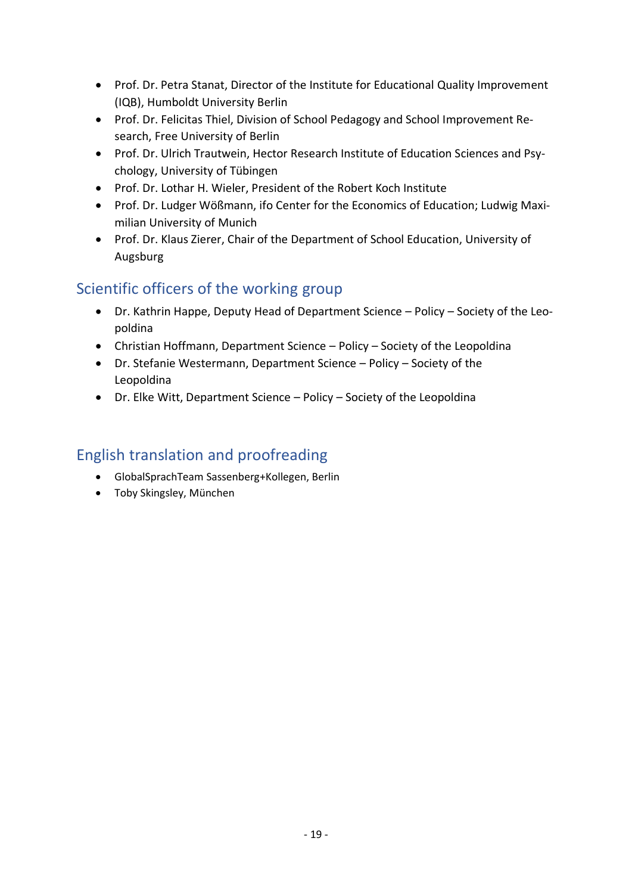- Prof. Dr. Petra Stanat, Director of the Institute for Educational Quality Improvement (IQB), Humboldt University Berlin
- Prof. Dr. Felicitas Thiel, Division of School Pedagogy and School Improvement Research, Free University of Berlin
- Prof. Dr. Ulrich Trautwein, Hector Research Institute of Education Sciences and Psychology, University of Tübingen
- Prof. Dr. Lothar H. Wieler, President of the Robert Koch Institute
- Prof. Dr. Ludger Wößmann, ifo Center for the Economics of Education; Ludwig Maximilian University of Munich
- Prof. Dr. Klaus Zierer, Chair of the Department of School Education, University of Augsburg

## Scientific officers of the working group

- Dr. Kathrin Happe, Deputy Head of Department Science – Policy – Society of the Leopoldina
- Christian Hoffmann, Department Science – Policy – Society of the Leopoldina
- Dr. Stefanie Westermann, Department Science – Policy – Society of the Leopoldina
- Dr. Elke Witt, Department Science – Policy – Society of the Leopoldina

## English translation and proofreading

- GlobalSprachTeam Sassenberg+Kollegen, Berlin
- Toby Skingsley, München